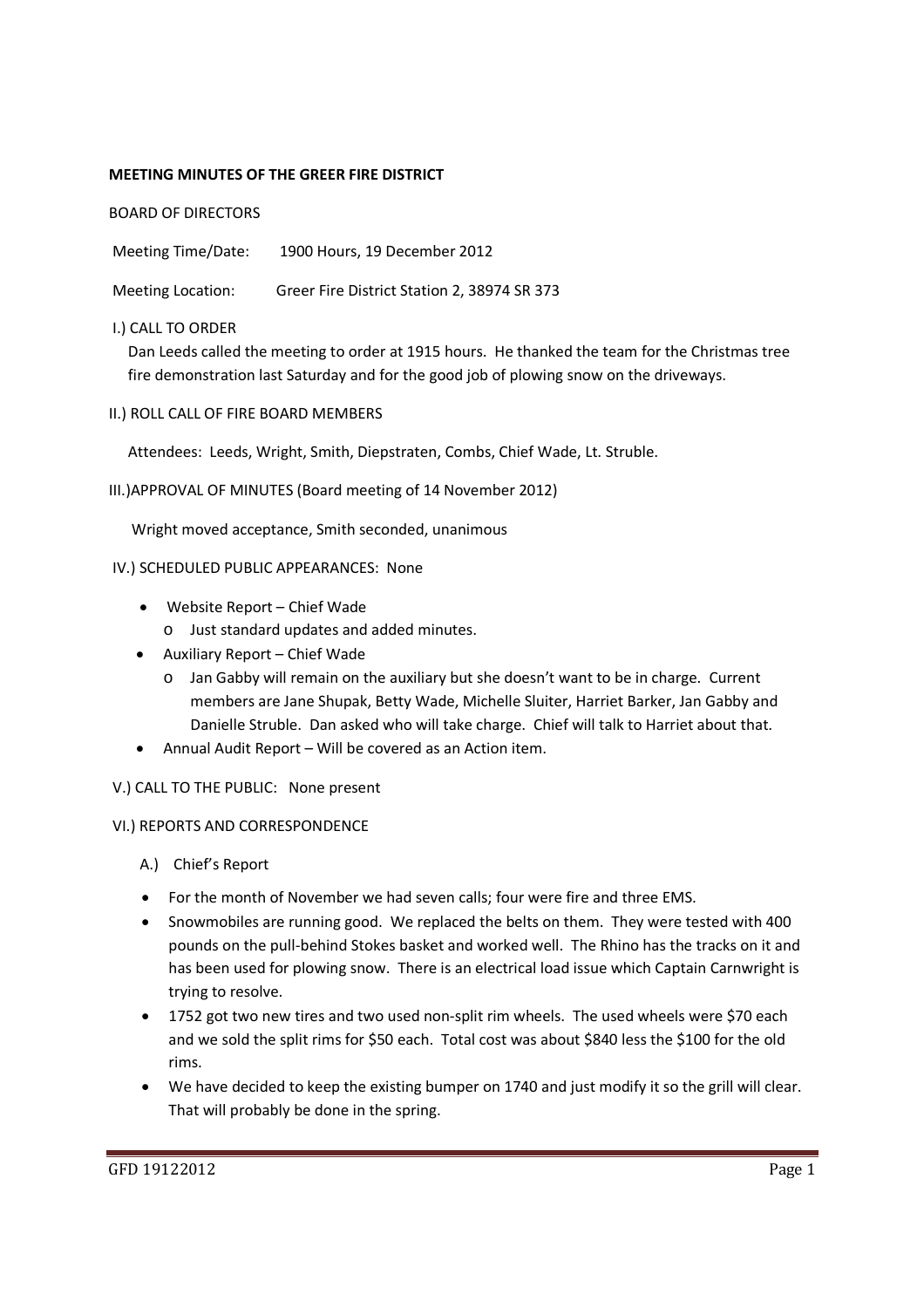**MEETING MINUTES OF THE GREER FIRE DISTRICT**

BOARD OF DIRECTORS

Meeting Time/Date: 1900 Hours, 19 December 2012

Meeting Location: Greer Fire District Station 2, 38974 SR 373

I.) CALL TO ORDER

Dan Leeds called the meeting to order at 1915 hours. He thanked the team for the Christmas tree fire demonstration last Saturday and for the good job of plowing snow on the driveways.

II.) ROLL CALL OF FIRE BOARD MEMBERS

Attendees: Leeds, Wright, Smith, Diepstraten, Combs, Chief Wade, Lt. Struble.

III.)APPROVAL OF MINUTES (Board meeting of 14 November 2012)

Wright moved acceptance, Smith seconded, unanimous

IV.) SCHEDULED PUBLIC APPEARANCES: None

- Website Report – Chief Wade
  - Just standard updates and added minutes.
- Auxiliary Report – Chief Wade
  - Jan Gabby will remain on the auxiliary but she doesn't want to be in charge. Current members are Jane Shupak, Betty Wade, Michelle Sluiter, Harriet Barker, Jan Gabby and Danielle Struble. Dan asked who will take charge. Chief will talk to Harriet about that.
- Annual Audit Report – Will be covered as an Action item.

V.) CALL TO THE PUBLIC: None present

VI.) REPORTS AND CORRESPONDENCE

A.) Chief's Report

- For the month of November we had seven calls; four were fire and three EMS.
- Snowmobiles are running good. We replaced the belts on them. They were tested with 400 pounds on the pull-behind Stokes basket and worked well. The Rhino has the tracks on it and has been used for plowing snow. There is an electrical load issue which Captain Carnwright is trying to resolve.
- 1752 got two new tires and two used non-split rim wheels. The used wheels were $70 each and we sold the split rims for $50 each. Total cost was about $840 less the $100 for the old rims.
- We have decided to keep the existing bumper on 1740 and just modify it so the grill will clear. That will probably be done in the spring.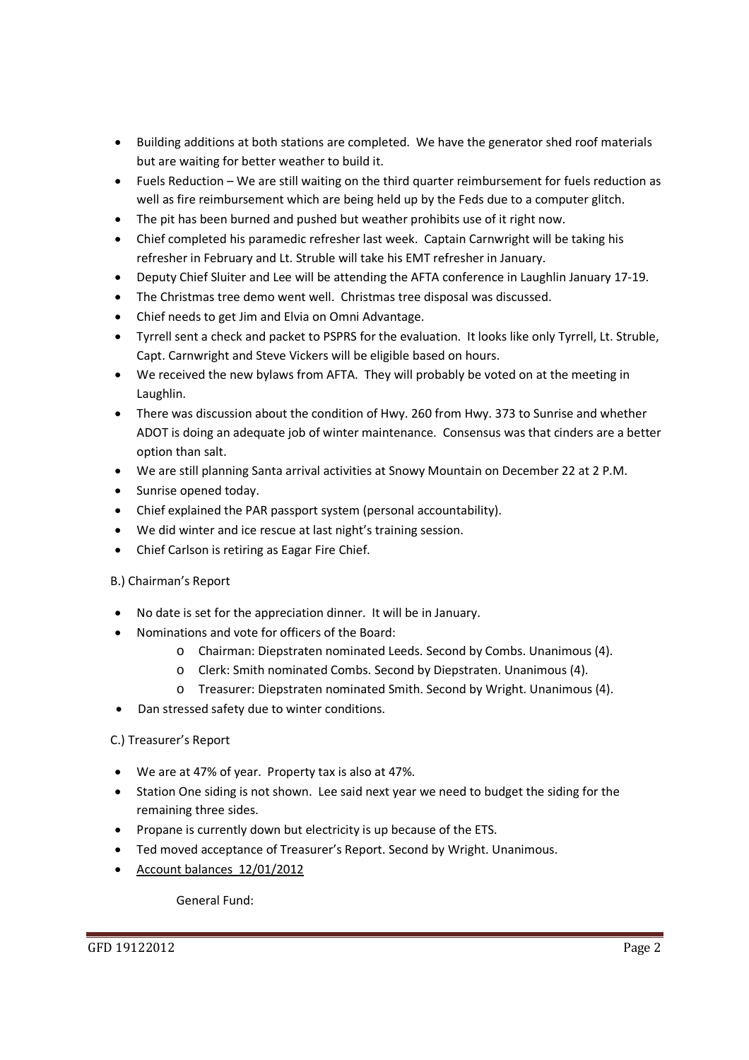- Building additions at both stations are completed. We have the generator shed roof materials but are waiting for better weather to build it.
- Fuels Reduction – We are still waiting on the third quarter reimbursement for fuels reduction as well as fire reimbursement which are being held up by the Feds due to a computer glitch.
- The pit has been burned and pushed but weather prohibits use of it right now.
- Chief completed his paramedic refresher last week. Captain Carnwright will be taking his refresher in February and Lt. Struble will take his EMT refresher in January.
- Deputy Chief Sluiter and Lee will be attending the AFTA conference in Laughlin January 17-19.
- The Christmas tree demo went well. Christmas tree disposal was discussed.
- Chief needs to get Jim and Elvia on Omni Advantage.
- Tyrrell sent a check and packet to PSPRS for the evaluation. It looks like only Tyrrell, Lt. Struble, Capt. Carnwright and Steve Vickers will be eligible based on hours.
- We received the new bylaws from AFTA. They will probably be voted on at the meeting in Laughlin.
- There was discussion about the condition of Hwy. 260 from Hwy. 373 to Sunrise and whether ADOT is doing an adequate job of winter maintenance. Consensus was that cinders are a better option than salt.
- We are still planning Santa arrival activities at Snowy Mountain on December 22 at 2 P.M.
- Sunrise opened today.
- Chief explained the PAR passport system (personal accountability).
- We did winter and ice rescue at last night's training session.
- Chief Carlson is retiring as Eagar Fire Chief.

B.) Chairman's Report

- No date is set for the appreciation dinner. It will be in January.
- Nominations and vote for officers of the Board:
  - Chairman: Diepstraten nominated Leeds. Second by Combs. Unanimous (4).
  - Clerk: Smith nominated Combs. Second by Diepstraten. Unanimous (4).
  - Treasurer: Diepstraten nominated Smith. Second by Wright. Unanimous (4).
- Dan stressed safety due to winter conditions.

C.) Treasurer's Report

- We are at 47% of year. Property tax is also at 47%.
- Station One siding is not shown. Lee said next year we need to budget the siding for the remaining three sides.
- Propane is currently down but electricity is up because of the ETS.
- Ted moved acceptance of Treasurer's Report. Second by Wright. Unanimous.
- <u>Account balances 12/01/2012</u>

  General Fund: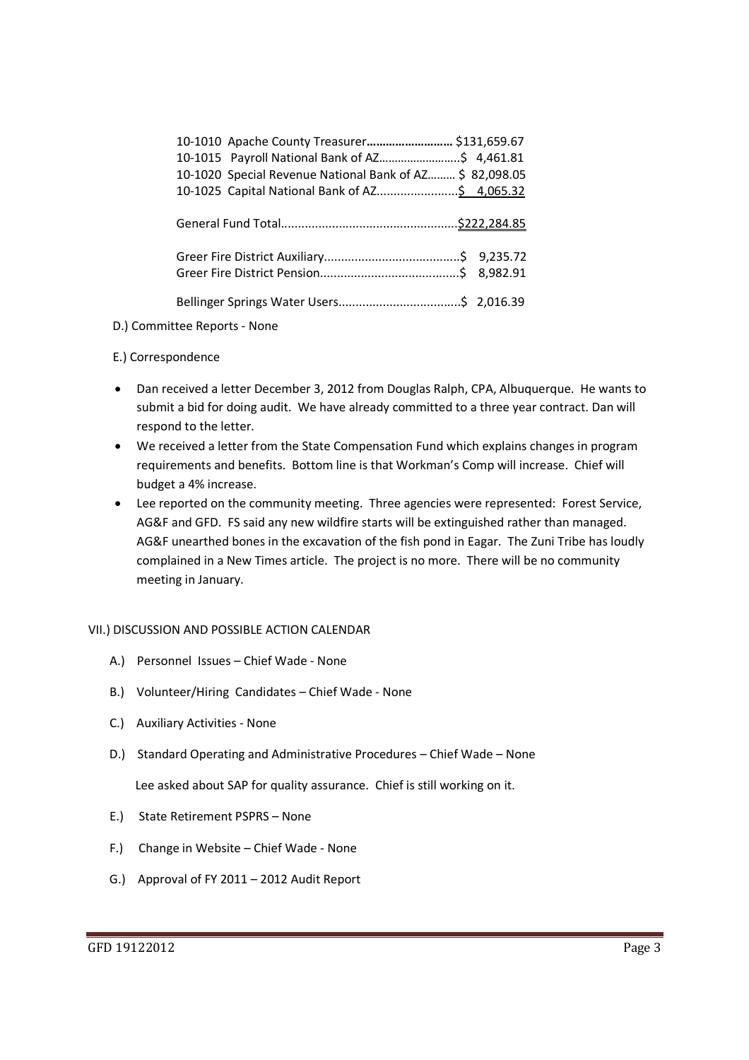10-1010 Apache County Treasurer**………………………** $131,659.67
10-1015 Payroll National Bank of AZ……………………..$ 4,461.81
10-1020 Special Revenue National Bank of AZ……… $ 82,098.05
10-1025 Capital National Bank of AZ.......................$ 4,065.32

General Fund Total...................................................$222,284.85

Greer Fire District Auxiliary.......................................$ 9,235.72
Greer Fire District Pension........................................$ 8,982.91

Bellinger Springs Water Users...................................$ 2,016.39

D.) Committee Reports - None

E.) Correspondence

- Dan received a letter December 3, 2012 from Douglas Ralph, CPA, Albuquerque. He wants to submit a bid for doing audit. We have already committed to a three year contract. Dan will respond to the letter.
- We received a letter from the State Compensation Fund which explains changes in program requirements and benefits. Bottom line is that Workman's Comp will increase. Chief will budget a 4% increase.
- Lee reported on the community meeting. Three agencies were represented: Forest Service, AG&F and GFD. FS said any new wildfire starts will be extinguished rather than managed. AG&F unearthed bones in the excavation of the fish pond in Eagar. The Zuni Tribe has loudly complained in a New Times article. The project is no more. There will be no community meeting in January.

VII.) DISCUSSION AND POSSIBLE ACTION CALENDAR

A.) Personnel Issues – Chief Wade - None

B.) Volunteer/Hiring Candidates – Chief Wade - None

C.) Auxiliary Activities - None

D.) Standard Operating and Administrative Procedures – Chief Wade – None

Lee asked about SAP for quality assurance. Chief is still working on it.

E.) State Retirement PSPRS – None

F.) Change in Website – Chief Wade - None

G.) Approval of FY 2011 – 2012 Audit Report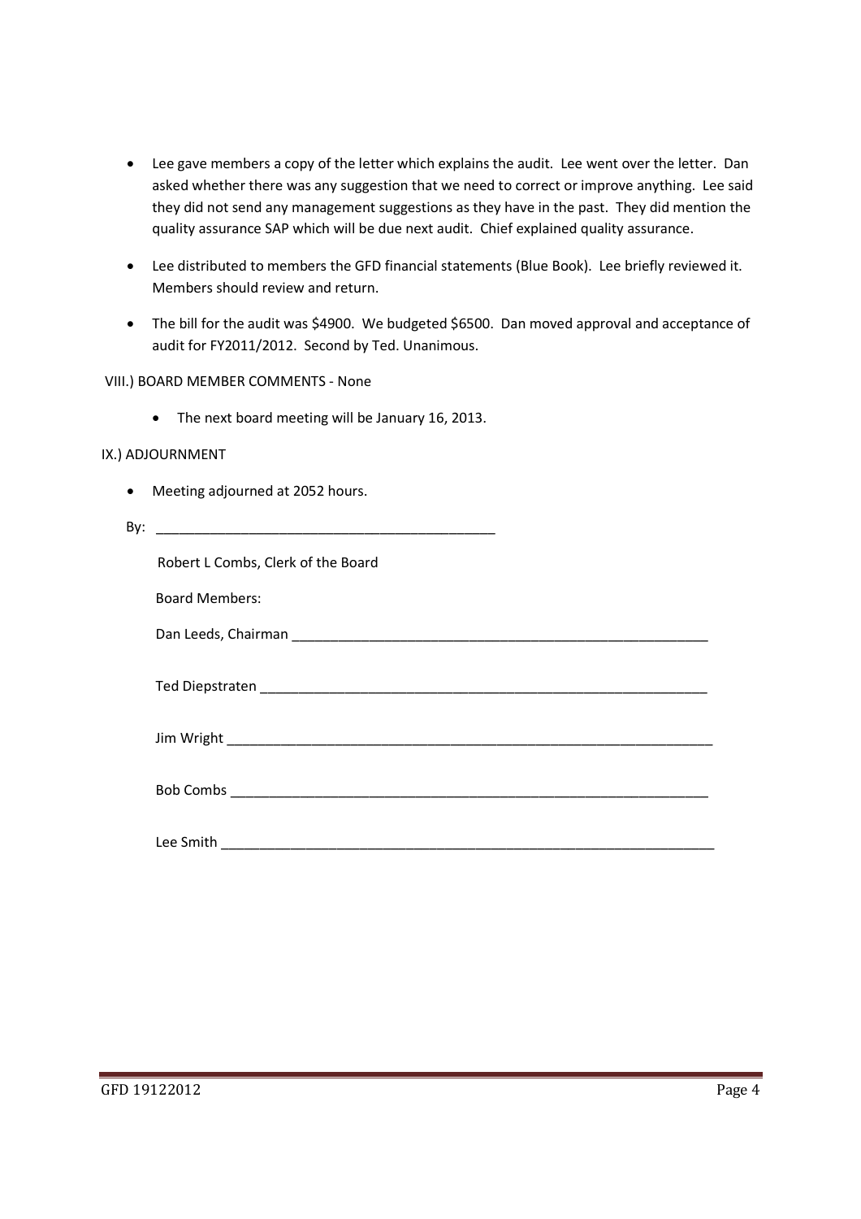- Lee gave members a copy of the letter which explains the audit. Lee went over the letter. Dan asked whether there was any suggestion that we need to correct or improve anything. Lee said they did not send any management suggestions as they have in the past. They did mention the quality assurance SAP which will be due next audit. Chief explained quality assurance.
- Lee distributed to members the GFD financial statements (Blue Book). Lee briefly reviewed it. Members should review and return.
- The bill for the audit was $4900. We budgeted $6500. Dan moved approval and acceptance of audit for FY2011/2012. Second by Ted. Unanimous.

VIII.) BOARD MEMBER COMMENTS - None

- The next board meeting will be January 16, 2013.

IX.) ADJOURNMENT

- Meeting adjourned at 2052 hours.

By: _____________________________________________

Robert L Combs, Clerk of the Board

Board Members:

Dan Leeds, Chairman _______________________________________________________

Ted Diepstraten ___________________________________________________________

Jim Wright _______________________________________________________________

Bob Combs _______________________________________________________________

Lee Smith ________________________________________________________________